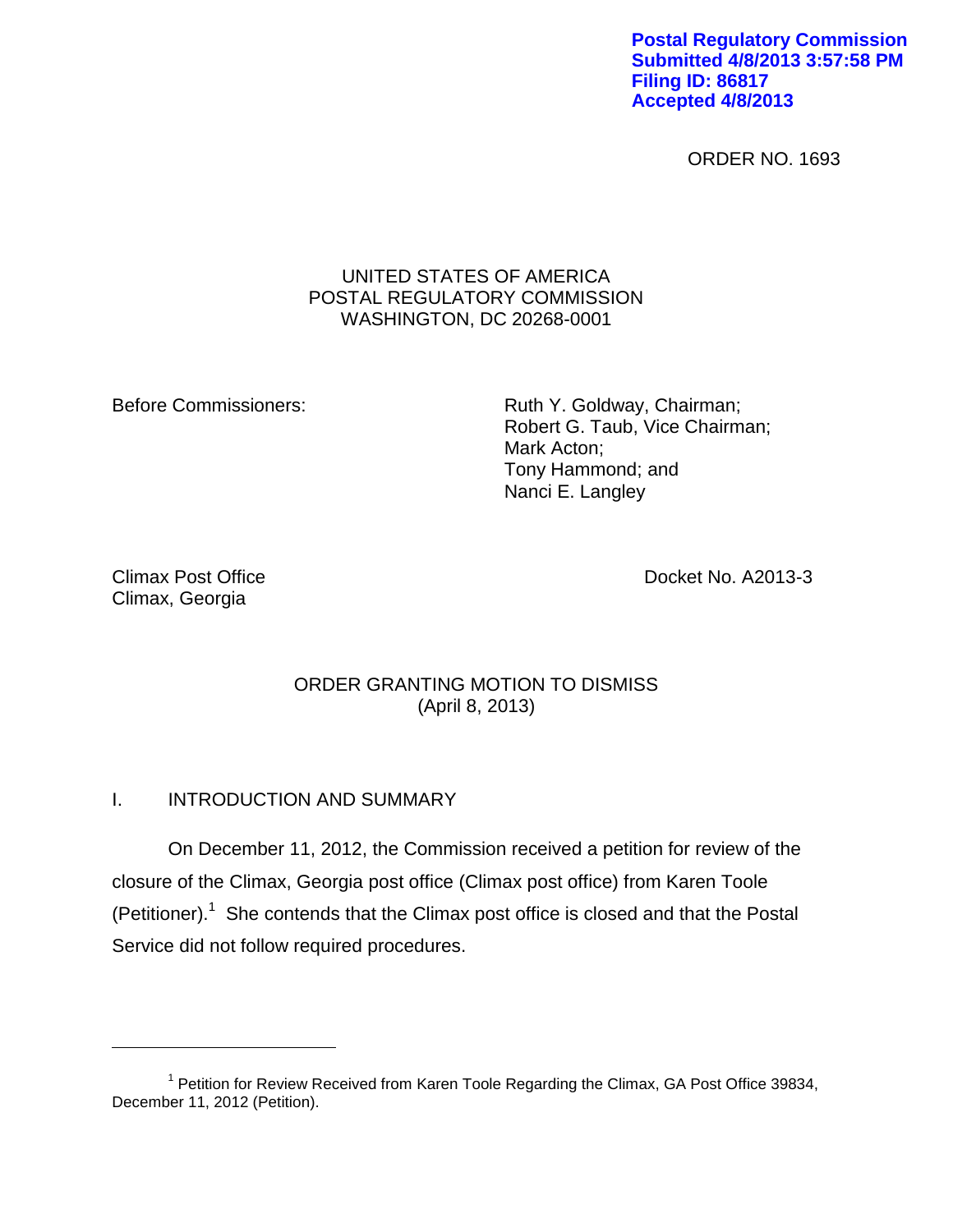Postal Regulatory Commission
Submitted 4/8/2013 3:57:58 PM
Filing ID: 86817
Accepted 4/8/2013

ORDER NO. 1693

UNITED STATES OF AMERICA
POSTAL REGULATORY COMMISSION
WASHINGTON, DC 20268-0001

Before Commissioners:

Ruth Y. Goldway, Chairman;
Robert G. Taub, Vice Chairman;
Mark Acton;
Tony Hammond; and
Nanci E. Langley

Climax Post Office
Climax, Georgia

Docket No. A2013-3

## ORDER GRANTING MOTION TO DISMISS
(April 8, 2013)

## I. INTRODUCTION AND SUMMARY

On December 11, 2012, the Commission received a petition for review of the closure of the Climax, Georgia post office (Climax post office) from Karen Toole (Petitioner).[1] She contends that the Climax post office is closed and that the Postal Service did not follow required procedures.

[1] Petition for Review Received from Karen Toole Regarding the Climax, GA Post Office 39834, December 11, 2012 (Petition).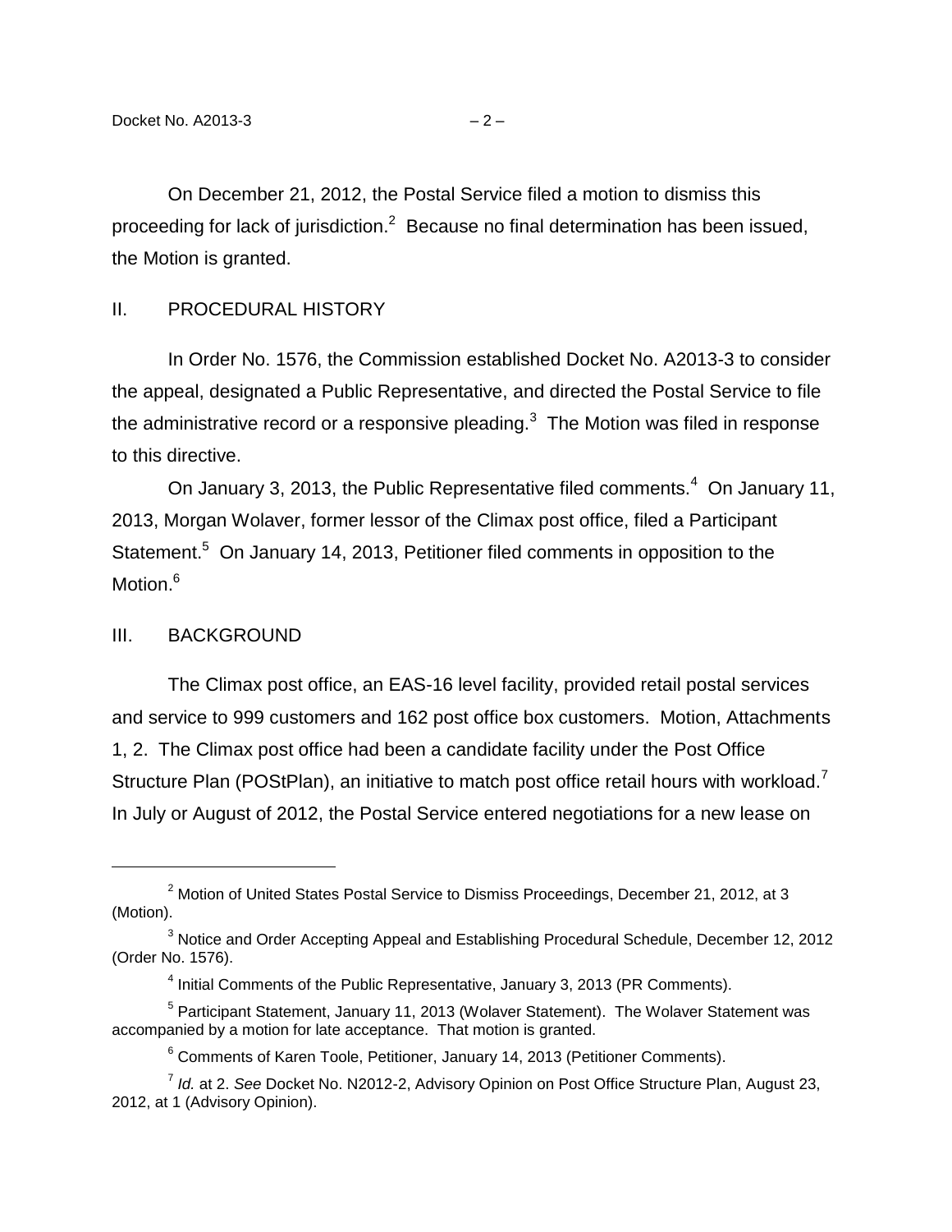On December 21, 2012, the Postal Service filed a motion to dismiss this proceeding for lack of jurisdiction.[2] Because no final determination has been issued, the Motion is granted.

## II. PROCEDURAL HISTORY

In Order No. 1576, the Commission established Docket No. A2013-3 to consider the appeal, designated a Public Representative, and directed the Postal Service to file the administrative record or a responsive pleading.[3] The Motion was filed in response to this directive.

On January 3, 2013, the Public Representative filed comments.[4] On January 11, 2013, Morgan Wolaver, former lessor of the Climax post office, filed a Participant Statement.[5] On January 14, 2013, Petitioner filed comments in opposition to the Motion.[6]

## III. BACKGROUND

The Climax post office, an EAS-16 level facility, provided retail postal services and service to 999 customers and 162 post office box customers. Motion, Attachments 1, 2. The Climax post office had been a candidate facility under the Post Office Structure Plan (POStPlan), an initiative to match post office retail hours with workload.[7] In July or August of 2012, the Postal Service entered negotiations for a new lease on

---

[2] Motion of United States Postal Service to Dismiss Proceedings, December 21, 2012, at 3 (Motion).

[3] Notice and Order Accepting Appeal and Establishing Procedural Schedule, December 12, 2012 (Order No. 1576).

[4] Initial Comments of the Public Representative, January 3, 2013 (PR Comments).

[5] Participant Statement, January 11, 2013 (Wolaver Statement). The Wolaver Statement was accompanied by a motion for late acceptance. That motion is granted.

[6] Comments of Karen Toole, Petitioner, January 14, 2013 (Petitioner Comments).

[7] *Id.* at 2. *See* Docket No. N2012-2, Advisory Opinion on Post Office Structure Plan, August 23, 2012, at 1 (Advisory Opinion).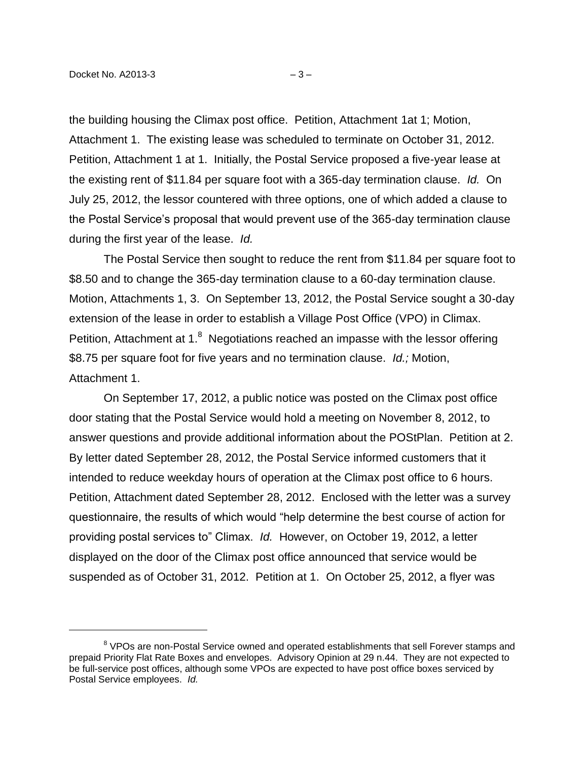the building housing the Climax post office. Petition, Attachment 1at 1; Motion, Attachment 1. The existing lease was scheduled to terminate on October 31, 2012. Petition, Attachment 1 at 1. Initially, the Postal Service proposed a five-year lease at the existing rent of $11.84 per square foot with a 365-day termination clause. *Id.* On July 25, 2012, the lessor countered with three options, one of which added a clause to the Postal Service's proposal that would prevent use of the 365-day termination clause during the first year of the lease. *Id.*

The Postal Service then sought to reduce the rent from $11.84 per square foot to $8.50 and to change the 365-day termination clause to a 60-day termination clause. Motion, Attachments 1, 3. On September 13, 2012, the Postal Service sought a 30-day extension of the lease in order to establish a Village Post Office (VPO) in Climax. Petition, Attachment at 1.[8] Negotiations reached an impasse with the lessor offering $8.75 per square foot for five years and no termination clause. *Id.;* Motion, Attachment 1.

On September 17, 2012, a public notice was posted on the Climax post office door stating that the Postal Service would hold a meeting on November 8, 2012, to answer questions and provide additional information about the POStPlan. Petition at 2. By letter dated September 28, 2012, the Postal Service informed customers that it intended to reduce weekday hours of operation at the Climax post office to 6 hours. Petition, Attachment dated September 28, 2012. Enclosed with the letter was a survey questionnaire, the results of which would "help determine the best course of action for providing postal services to" Climax. *Id.* However, on October 19, 2012, a letter displayed on the door of the Climax post office announced that service would be suspended as of October 31, 2012. Petition at 1. On October 25, 2012, a flyer was

[8] VPOs are non-Postal Service owned and operated establishments that sell Forever stamps and prepaid Priority Flat Rate Boxes and envelopes. Advisory Opinion at 29 n.44. They are not expected to be full-service post offices, although some VPOs are expected to have post office boxes serviced by Postal Service employees. *Id.*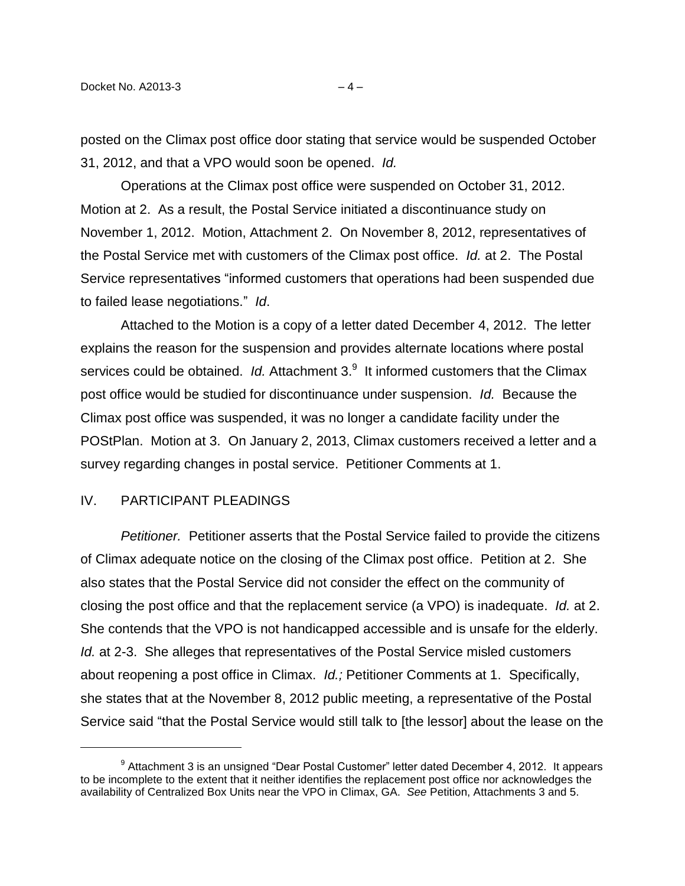posted on the Climax post office door stating that service would be suspended October 31, 2012, and that a VPO would soon be opened. *Id.*

Operations at the Climax post office were suspended on October 31, 2012. Motion at 2. As a result, the Postal Service initiated a discontinuance study on November 1, 2012. Motion, Attachment 2. On November 8, 2012, representatives of the Postal Service met with customers of the Climax post office. *Id.* at 2. The Postal Service representatives "informed customers that operations had been suspended due to failed lease negotiations." *Id*.

Attached to the Motion is a copy of a letter dated December 4, 2012. The letter explains the reason for the suspension and provides alternate locations where postal services could be obtained. *Id.* Attachment 3.[9] It informed customers that the Climax post office would be studied for discontinuance under suspension. *Id.* Because the Climax post office was suspended, it was no longer a candidate facility under the POStPlan. Motion at 3. On January 2, 2013, Climax customers received a letter and a survey regarding changes in postal service. Petitioner Comments at 1.

## IV. PARTICIPANT PLEADINGS

*Petitioner.* Petitioner asserts that the Postal Service failed to provide the citizens of Climax adequate notice on the closing of the Climax post office. Petition at 2. She also states that the Postal Service did not consider the effect on the community of closing the post office and that the replacement service (a VPO) is inadequate. *Id.* at 2. She contends that the VPO is not handicapped accessible and is unsafe for the elderly. *Id.* at 2-3. She alleges that representatives of the Postal Service misled customers about reopening a post office in Climax. *Id.;* Petitioner Comments at 1. Specifically, she states that at the November 8, 2012 public meeting, a representative of the Postal Service said "that the Postal Service would still talk to [the lessor] about the lease on the

---

[9] Attachment 3 is an unsigned "Dear Postal Customer" letter dated December 4, 2012. It appears to be incomplete to the extent that it neither identifies the replacement post office nor acknowledges the availability of Centralized Box Units near the VPO in Climax, GA. *See* Petition, Attachments 3 and 5.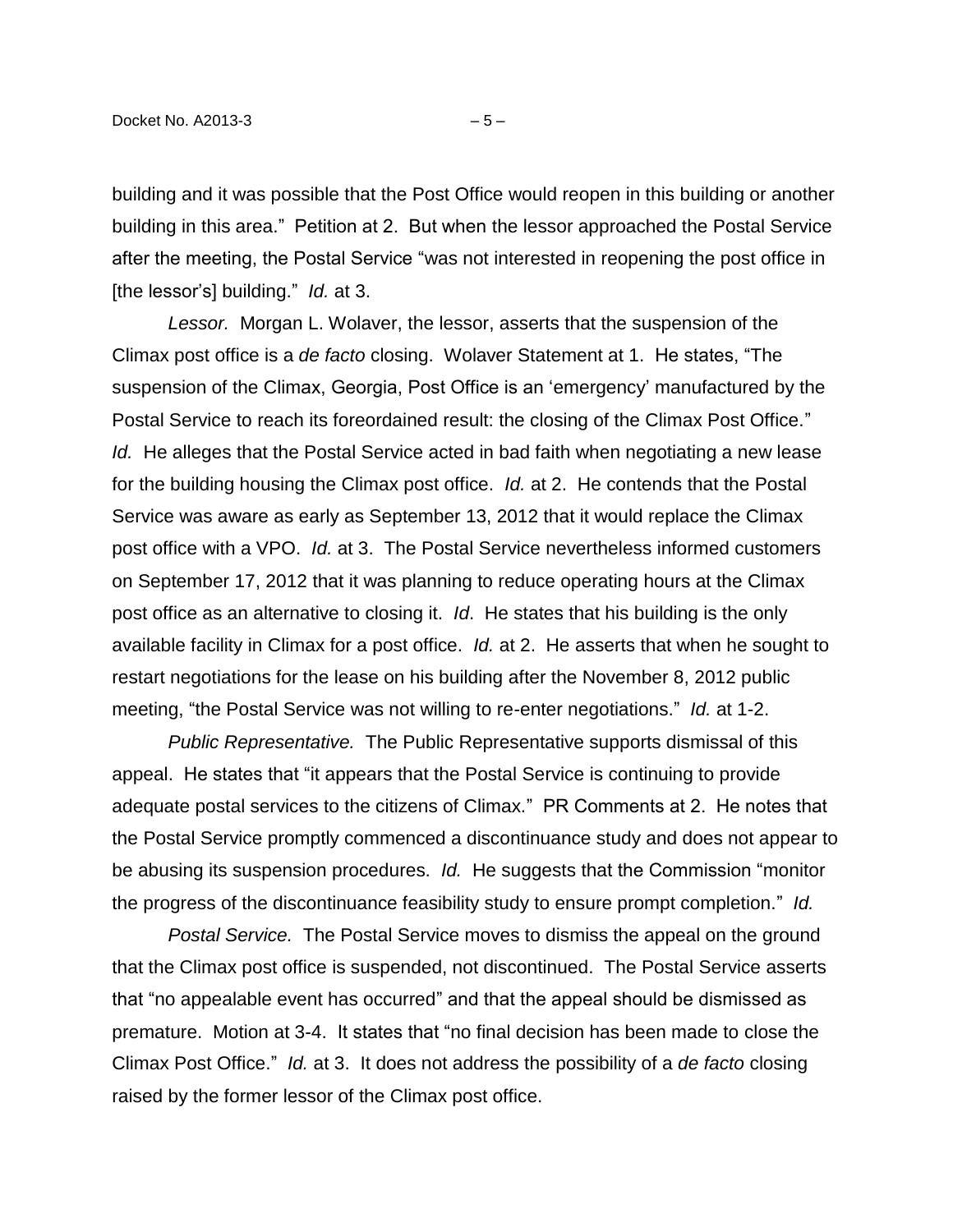building and it was possible that the Post Office would reopen in this building or another building in this area." Petition at 2. But when the lessor approached the Postal Service after the meeting, the Postal Service "was not interested in reopening the post office in [the lessor's] building." *Id.* at 3.

*Lessor.* Morgan L. Wolaver, the lessor, asserts that the suspension of the Climax post office is a *de facto* closing. Wolaver Statement at 1. He states, "The suspension of the Climax, Georgia, Post Office is an 'emergency' manufactured by the Postal Service to reach its foreordained result: the closing of the Climax Post Office." *Id.* He alleges that the Postal Service acted in bad faith when negotiating a new lease for the building housing the Climax post office. *Id.* at 2. He contends that the Postal Service was aware as early as September 13, 2012 that it would replace the Climax post office with a VPO. *Id.* at 3. The Postal Service nevertheless informed customers on September 17, 2012 that it was planning to reduce operating hours at the Climax post office as an alternative to closing it. *Id*. He states that his building is the only available facility in Climax for a post office. *Id.* at 2. He asserts that when he sought to restart negotiations for the lease on his building after the November 8, 2012 public meeting, "the Postal Service was not willing to re-enter negotiations." *Id.* at 1-2.

*Public Representative.* The Public Representative supports dismissal of this appeal. He states that "it appears that the Postal Service is continuing to provide adequate postal services to the citizens of Climax." PR Comments at 2. He notes that the Postal Service promptly commenced a discontinuance study and does not appear to be abusing its suspension procedures. *Id.* He suggests that the Commission "monitor the progress of the discontinuance feasibility study to ensure prompt completion." *Id.*

*Postal Service.* The Postal Service moves to dismiss the appeal on the ground that the Climax post office is suspended, not discontinued. The Postal Service asserts that "no appealable event has occurred" and that the appeal should be dismissed as premature. Motion at 3-4. It states that "no final decision has been made to close the Climax Post Office." *Id.* at 3. It does not address the possibility of a *de facto* closing raised by the former lessor of the Climax post office.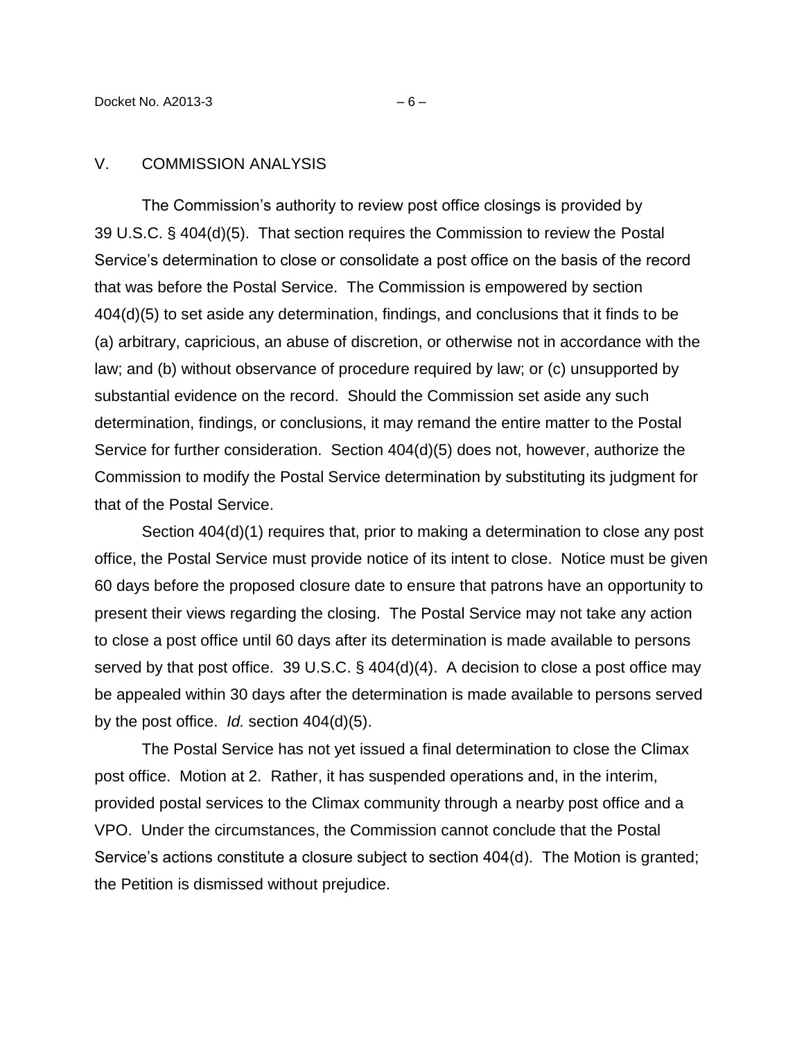## V. COMMISSION ANALYSIS

The Commission's authority to review post office closings is provided by 39 U.S.C. § 404(d)(5). That section requires the Commission to review the Postal Service's determination to close or consolidate a post office on the basis of the record that was before the Postal Service. The Commission is empowered by section 404(d)(5) to set aside any determination, findings, and conclusions that it finds to be (a) arbitrary, capricious, an abuse of discretion, or otherwise not in accordance with the law; and (b) without observance of procedure required by law; or (c) unsupported by substantial evidence on the record. Should the Commission set aside any such determination, findings, or conclusions, it may remand the entire matter to the Postal Service for further consideration. Section 404(d)(5) does not, however, authorize the Commission to modify the Postal Service determination by substituting its judgment for that of the Postal Service.

Section 404(d)(1) requires that, prior to making a determination to close any post office, the Postal Service must provide notice of its intent to close. Notice must be given 60 days before the proposed closure date to ensure that patrons have an opportunity to present their views regarding the closing. The Postal Service may not take any action to close a post office until 60 days after its determination is made available to persons served by that post office. 39 U.S.C. § 404(d)(4). A decision to close a post office may be appealed within 30 days after the determination is made available to persons served by the post office. *Id.* section 404(d)(5).

The Postal Service has not yet issued a final determination to close the Climax post office. Motion at 2. Rather, it has suspended operations and, in the interim, provided postal services to the Climax community through a nearby post office and a VPO. Under the circumstances, the Commission cannot conclude that the Postal Service's actions constitute a closure subject to section 404(d). The Motion is granted; the Petition is dismissed without prejudice.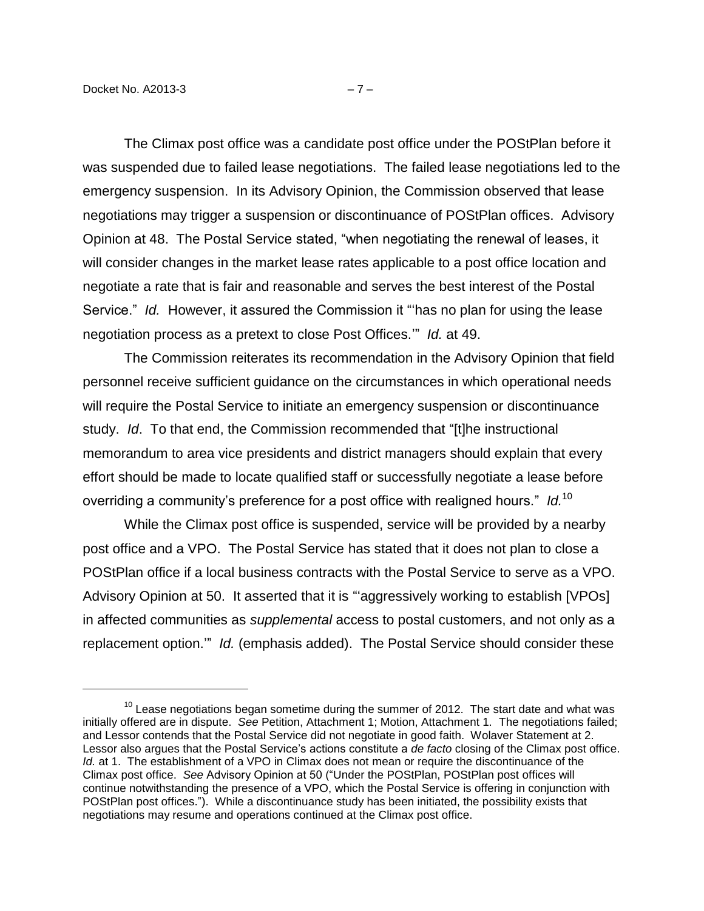The Climax post office was a candidate post office under the POStPlan before it was suspended due to failed lease negotiations. The failed lease negotiations led to the emergency suspension. In its Advisory Opinion, the Commission observed that lease negotiations may trigger a suspension or discontinuance of POStPlan offices. Advisory Opinion at 48. The Postal Service stated, "when negotiating the renewal of leases, it will consider changes in the market lease rates applicable to a post office location and negotiate a rate that is fair and reasonable and serves the best interest of the Postal Service." *Id.* However, it assured the Commission it "'has no plan for using the lease negotiation process as a pretext to close Post Offices.'" *Id.* at 49.

The Commission reiterates its recommendation in the Advisory Opinion that field personnel receive sufficient guidance on the circumstances in which operational needs will require the Postal Service to initiate an emergency suspension or discontinuance study. *Id*. To that end, the Commission recommended that "[t]he instructional memorandum to area vice presidents and district managers should explain that every effort should be made to locate qualified staff or successfully negotiate a lease before overriding a community's preference for a post office with realigned hours." *Id.*[10]

While the Climax post office is suspended, service will be provided by a nearby post office and a VPO. The Postal Service has stated that it does not plan to close a POStPlan office if a local business contracts with the Postal Service to serve as a VPO. Advisory Opinion at 50. It asserted that it is "'aggressively working to establish [VPOs] in affected communities as *supplemental* access to postal customers, and not only as a replacement option.'" *Id.* (emphasis added). The Postal Service should consider these

---

[10] Lease negotiations began sometime during the summer of 2012. The start date and what was initially offered are in dispute. *See* Petition, Attachment 1; Motion, Attachment 1. The negotiations failed; and Lessor contends that the Postal Service did not negotiate in good faith. Wolaver Statement at 2. Lessor also argues that the Postal Service's actions constitute a *de facto* closing of the Climax post office. *Id.* at 1. The establishment of a VPO in Climax does not mean or require the discontinuance of the Climax post office. *See* Advisory Opinion at 50 ("Under the POStPlan, POStPlan post offices will continue notwithstanding the presence of a VPO, which the Postal Service is offering in conjunction with POStPlan post offices."). While a discontinuance study has been initiated, the possibility exists that negotiations may resume and operations continued at the Climax post office.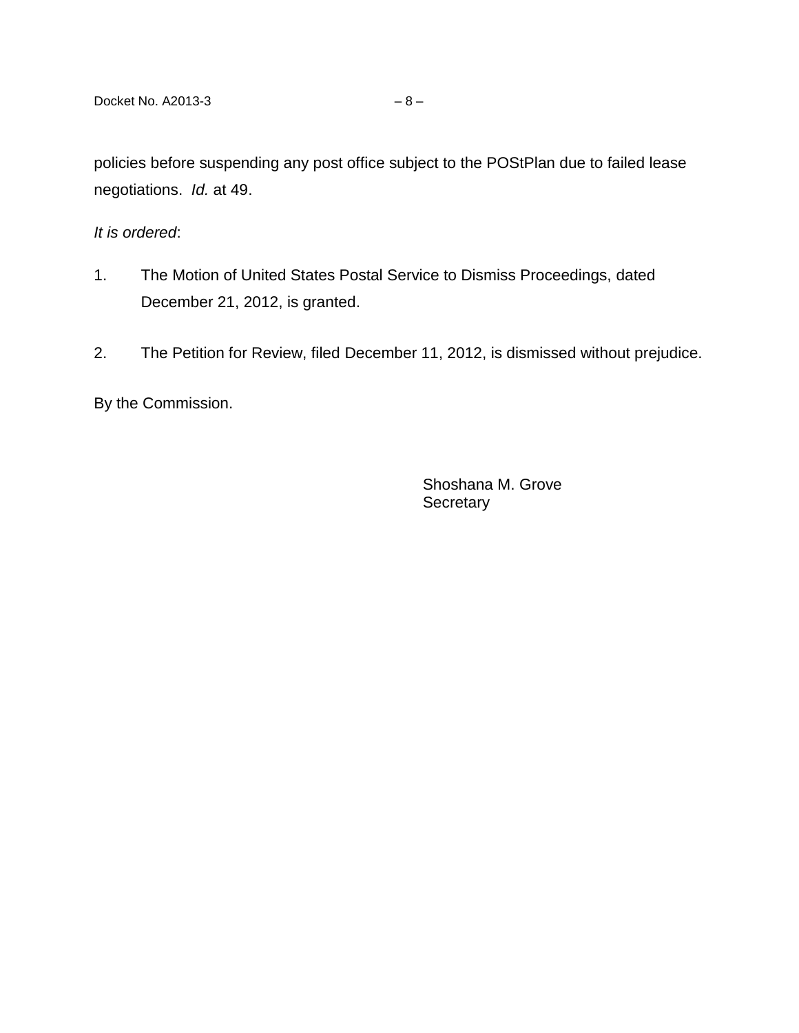policies before suspending any post office subject to the POStPlan due to failed lease negotiations. *Id.* at 49.

*It is ordered*:

1. The Motion of United States Postal Service to Dismiss Proceedings, dated December 21, 2012, is granted.

2. The Petition for Review, filed December 11, 2012, is dismissed without prejudice.

By the Commission.

Shoshana M. Grove
Secretary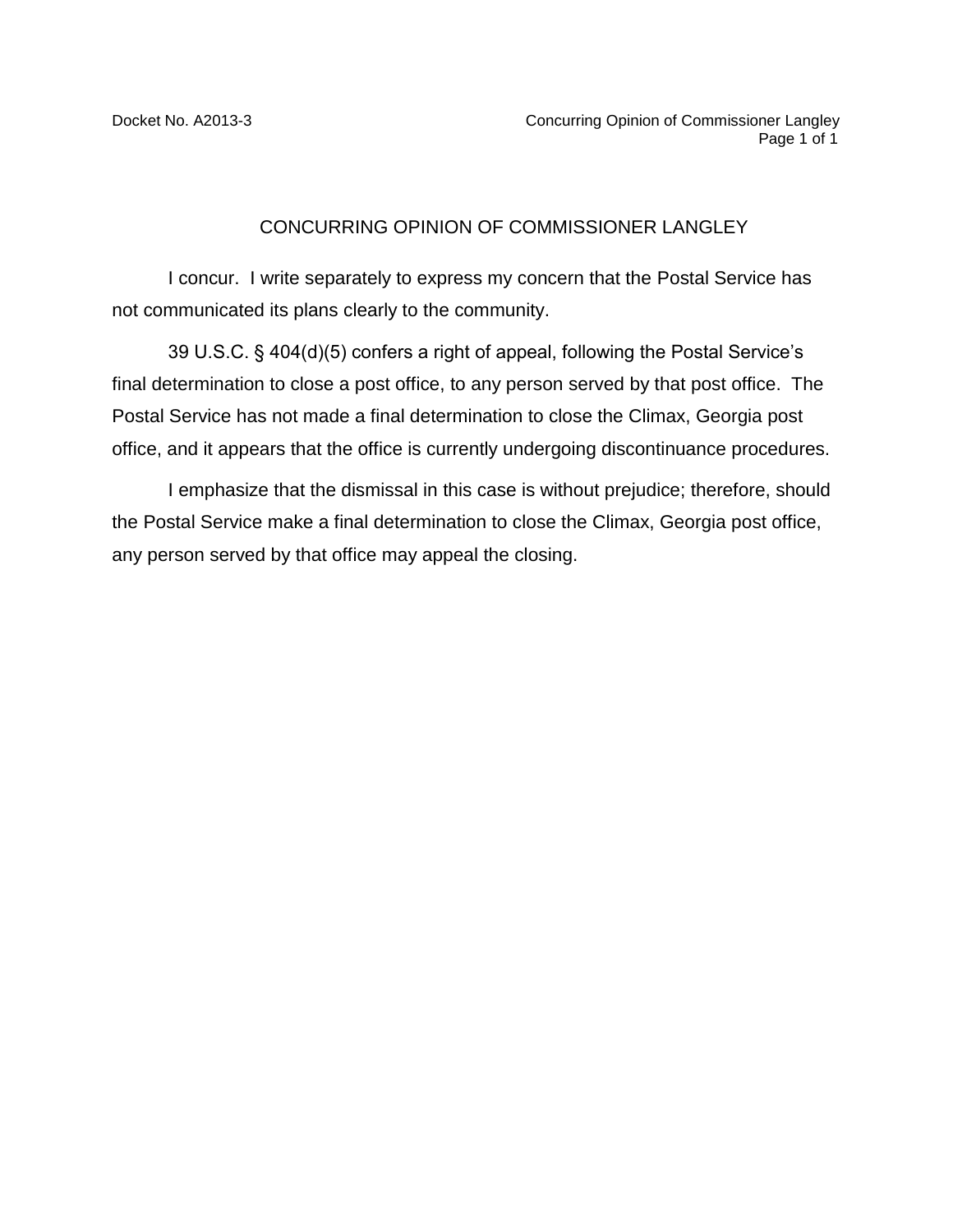# CONCURRING OPINION OF COMMISSIONER LANGLEY

I concur. I write separately to express my concern that the Postal Service has not communicated its plans clearly to the community.

39 U.S.C. § 404(d)(5) confers a right of appeal, following the Postal Service's final determination to close a post office, to any person served by that post office. The Postal Service has not made a final determination to close the Climax, Georgia post office, and it appears that the office is currently undergoing discontinuance procedures.

I emphasize that the dismissal in this case is without prejudice; therefore, should the Postal Service make a final determination to close the Climax, Georgia post office, any person served by that office may appeal the closing.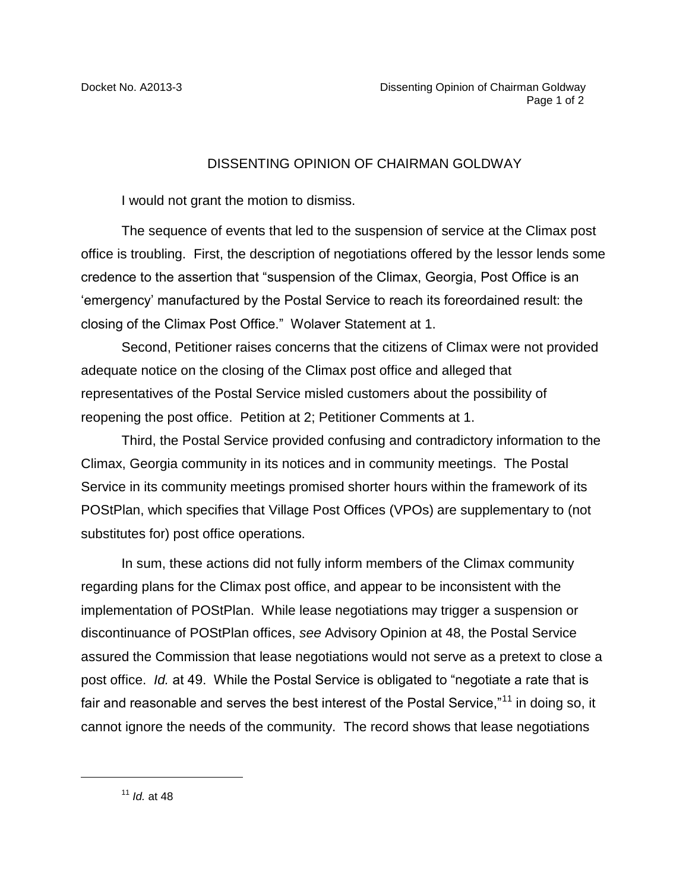# DISSENTING OPINION OF CHAIRMAN GOLDWAY

I would not grant the motion to dismiss.

The sequence of events that led to the suspension of service at the Climax post office is troubling. First, the description of negotiations offered by the lessor lends some credence to the assertion that "suspension of the Climax, Georgia, Post Office is an 'emergency' manufactured by the Postal Service to reach its foreordained result: the closing of the Climax Post Office." Wolaver Statement at 1.

Second, Petitioner raises concerns that the citizens of Climax were not provided adequate notice on the closing of the Climax post office and alleged that representatives of the Postal Service misled customers about the possibility of reopening the post office. Petition at 2; Petitioner Comments at 1.

Third, the Postal Service provided confusing and contradictory information to the Climax, Georgia community in its notices and in community meetings. The Postal Service in its community meetings promised shorter hours within the framework of its POStPlan, which specifies that Village Post Offices (VPOs) are supplementary to (not substitutes for) post office operations.

In sum, these actions did not fully inform members of the Climax community regarding plans for the Climax post office, and appear to be inconsistent with the implementation of POStPlan. While lease negotiations may trigger a suspension or discontinuance of POStPlan offices, *see* Advisory Opinion at 48, the Postal Service assured the Commission that lease negotiations would not serve as a pretext to close a post office. *Id.* at 49. While the Postal Service is obligated to "negotiate a rate that is fair and reasonable and serves the best interest of the Postal Service,"[11] in doing so, it cannot ignore the needs of the community. The record shows that lease negotiations

[11] *Id.* at 48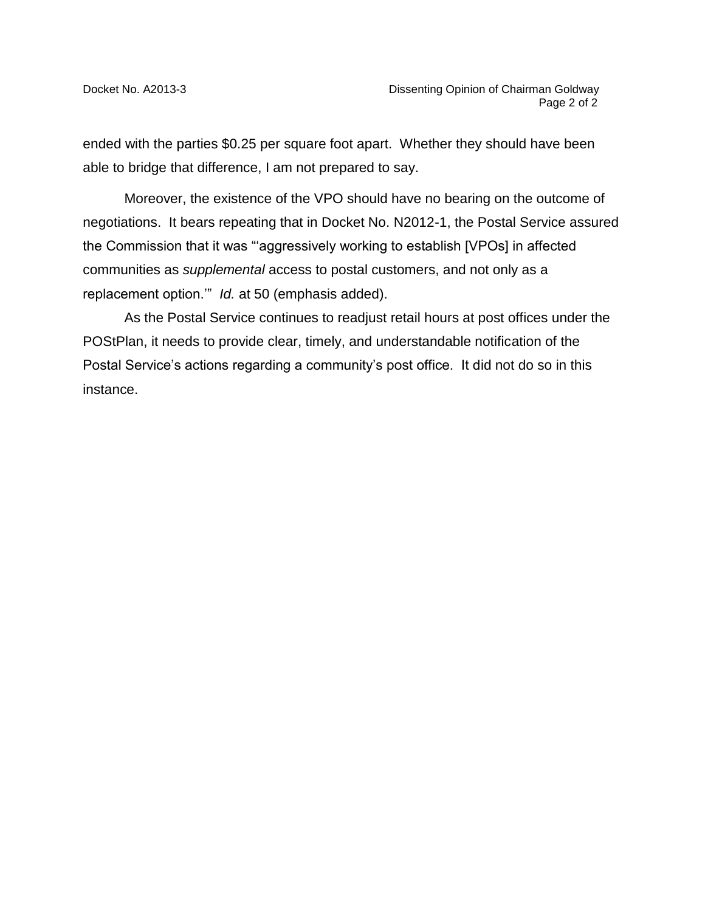ended with the parties $0.25 per square foot apart. Whether they should have been able to bridge that difference, I am not prepared to say.

Moreover, the existence of the VPO should have no bearing on the outcome of negotiations. It bears repeating that in Docket No. N2012-1, the Postal Service assured the Commission that it was "'aggressively working to establish [VPOs] in affected communities as *supplemental* access to postal customers, and not only as a replacement option.'" *Id.* at 50 (emphasis added).

As the Postal Service continues to readjust retail hours at post offices under the POStPlan, it needs to provide clear, timely, and understandable notification of the Postal Service's actions regarding a community's post office. It did not do so in this instance.